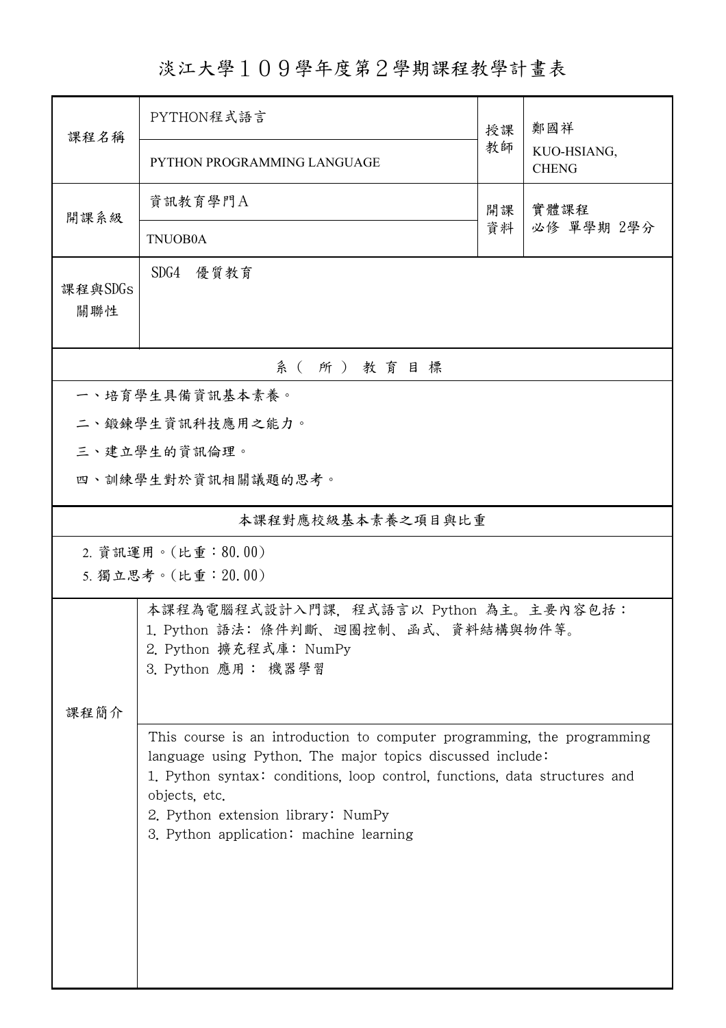# 淡江大學１０９學年度第２學期課程教學計畫表

| 課程名稱 | PYTHON程式語言<br>PYTHON PROGRAMMING LANGUAGE | 授課教師 | 鄭國祥<br>KUO-HSIANG, CHENG |
|---|---|---|---|
| 開課系級 | 資訊教育學門A<br>TNUOB0A | 開課資料 | 實體課程<br>必修 單學期 2學分 |
| 課程與SDGs關聯性 | SDG4 優質教育 | | |

## 系（所）教育目標

一、培育學生具備資訊基本素養。

二、鍛鍊學生資訊科技應用之能力。

三、建立學生的資訊倫理。

四、訓練學生對於資訊相關議題的思考。

## 本課程對應校級基本素養之項目與比重

2. 資訊運用。(比重：80.00)
5. 獨立思考。(比重：20.00)

## 課程簡介

本課程為電腦程式設計入門課，程式語言以 Python 為主。主要內容包括：
1. Python 語法：條件判斷、迴圈控制、函式、資料結構與物件等。
2. Python 擴充程式庫：NumPy
3. Python 應用： 機器學習

This course is an introduction to computer programming, the programming language using Python. The major topics discussed include:
1. Python syntax: conditions, loop control, functions, data structures and objects, etc.
2. Python extension library: NumPy
3. Python application: machine learning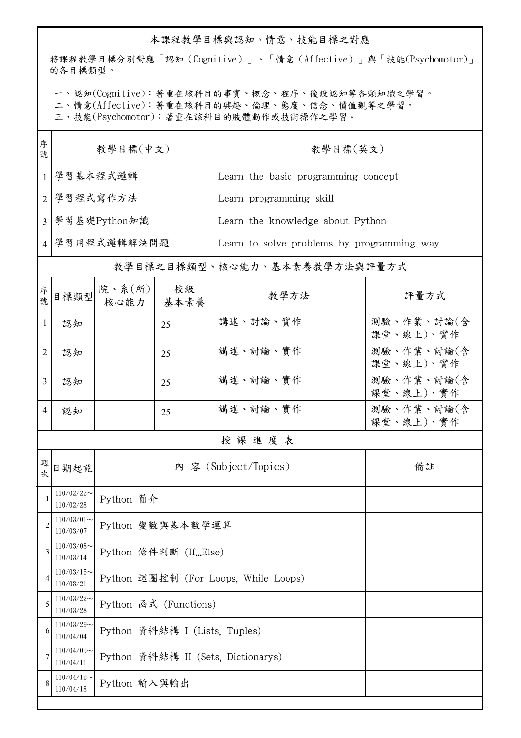## 本課程教學目標與認知、情意、技能目標之對應

將課程教學目標分別對應「認知（Cognitive）」、「情意（Affective）」與「技能(Psychomotor)」的各目標類型。

一、認知(Cognitive)：著重在該科目的事實、概念、程序、後設認知等各類知識之學習。
二、情意(Affective)：著重在該科目的興趣、倫理、態度、信念、價值觀等之學習。
三、技能(Psychomotor)：著重在該科目的肢體動作或技術操作之學習。

| 序號 | 教學目標(中文) | 教學目標(英文) |
|---|---|---|
| 1 | 學習基本程式邏輯 | Learn the basic programming concept |
| 2 | 學習程式寫作方法 | Learn programming skill |
| 3 | 學習基礎Python知識 | Learn the knowledge about Python |
| 4 | 學習用程式邏輯解決問題 | Learn to solve problems by programming way |

## 教學目標之目標類型、核心能力、基本素養教學方法與評量方式

| 序號 | 目標類型 | 院、系(所)核心能力 | 校級基本素養 | 教學方法 | 評量方式 |
|---|---|---|---|---|---|
| 1 | 認知 |  | 25 | 講述、討論、實作 | 測驗、作業、討論(含課堂、線上)、實作 |
| 2 | 認知 |  | 25 | 講述、討論、實作 | 測驗、作業、討論(含課堂、線上)、實作 |
| 3 | 認知 |  | 25 | 講述、討論、實作 | 測驗、作業、討論(含課堂、線上)、實作 |
| 4 | 認知 |  | 25 | 講述、討論、實作 | 測驗、作業、討論(含課堂、線上)、實作 |

## 授課進度表

| 週次 | 日期起訖 | 內容 (Subject/Topics) | 備註 |
|---|---|---|---|
| 1 | 110/02/22～110/02/28 | Python 簡介 |  |
| 2 | 110/03/01～110/03/07 | Python 變數與基本數學運算 |  |
| 3 | 110/03/08～110/03/14 | Python 條件判斷 (If...Else) |  |
| 4 | 110/03/15～110/03/21 | Python 迴圈控制 (For Loops, While Loops) |  |
| 5 | 110/03/22～110/03/28 | Python 函式 (Functions) |  |
| 6 | 110/03/29～110/04/04 | Python 資料結構 I (Lists, Tuples) |  |
| 7 | 110/04/05～110/04/11 | Python 資料結構 II (Sets, Dictionarys) |  |
| 8 | 110/04/12～110/04/18 | Python 輸入與輸出 |  |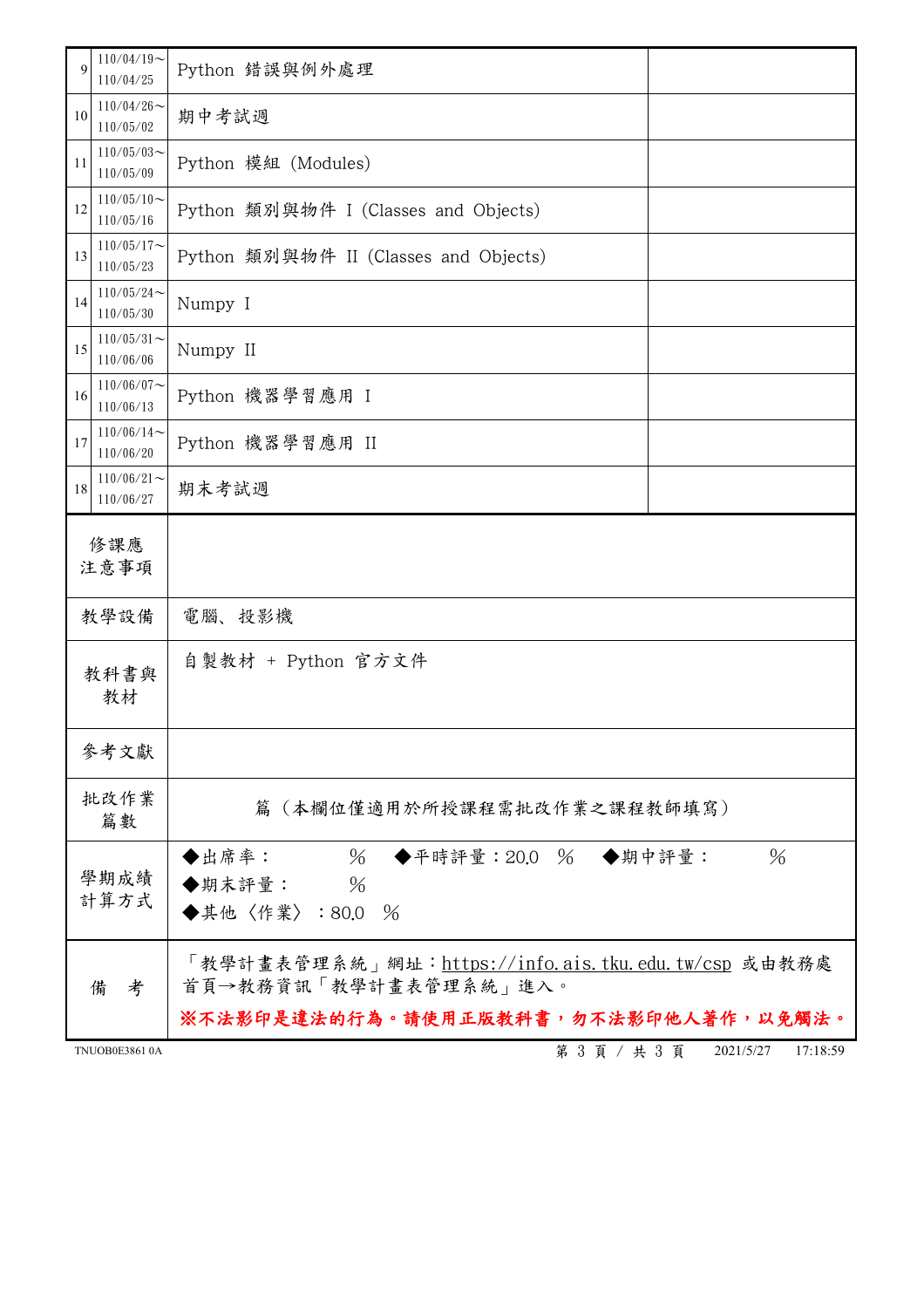| | | | |
|---|---|---|---|
| 9 | 110/04/19～<br>110/04/25 | Python 錯誤與例外處理 | |
| 10 | 110/04/26～<br>110/05/02 | 期中考試週 | |
| 11 | 110/05/03～<br>110/05/09 | Python 模組 (Modules) | |
| 12 | 110/05/10～<br>110/05/16 | Python 類別與物件 I (Classes and Objects) | |
| 13 | 110/05/17～<br>110/05/23 | Python 類別與物件 II (Classes and Objects) | |
| 14 | 110/05/24～<br>110/05/30 | Numpy I | |
| 15 | 110/05/31～<br>110/06/06 | Numpy II | |
| 16 | 110/06/07～<br>110/06/13 | Python 機器學習應用 I | |
| 17 | 110/06/14～<br>110/06/20 | Python 機器學習應用 II | |
| 18 | 110/06/21～<br>110/06/27 | 期末考試週 | |

| | |
|---|---|
| 修課應注意事項 | |
| 教學設備 | 電腦、投影機 |
| 教科書與教材 | 自製教材 + Python 官方文件 |
| 參考文獻 | |
| 批改作業篇數 | 篇（本欄位僅適用於所授課程需批改作業之課程教師填寫） |
| 學期成績計算方式 | ◆出席率： ％ ◆平時評量：20.0 ％ ◆期中評量： ％<br>◆期末評量： ％<br>◆其他〈作業〉：80.0 ％ |
| 備　考 | 「教學計畫表管理系統」網址：https://info.ais.tku.edu.tw/csp 或由教務處首頁→教務資訊「教學計畫表管理系統」進入。<br>**※不法影印是違法的行為。請使用正版教科書，勿不法影印他人著作，以免觸法。** |

TNUOB0E3861 0A　　2021/5/27　17:18:59